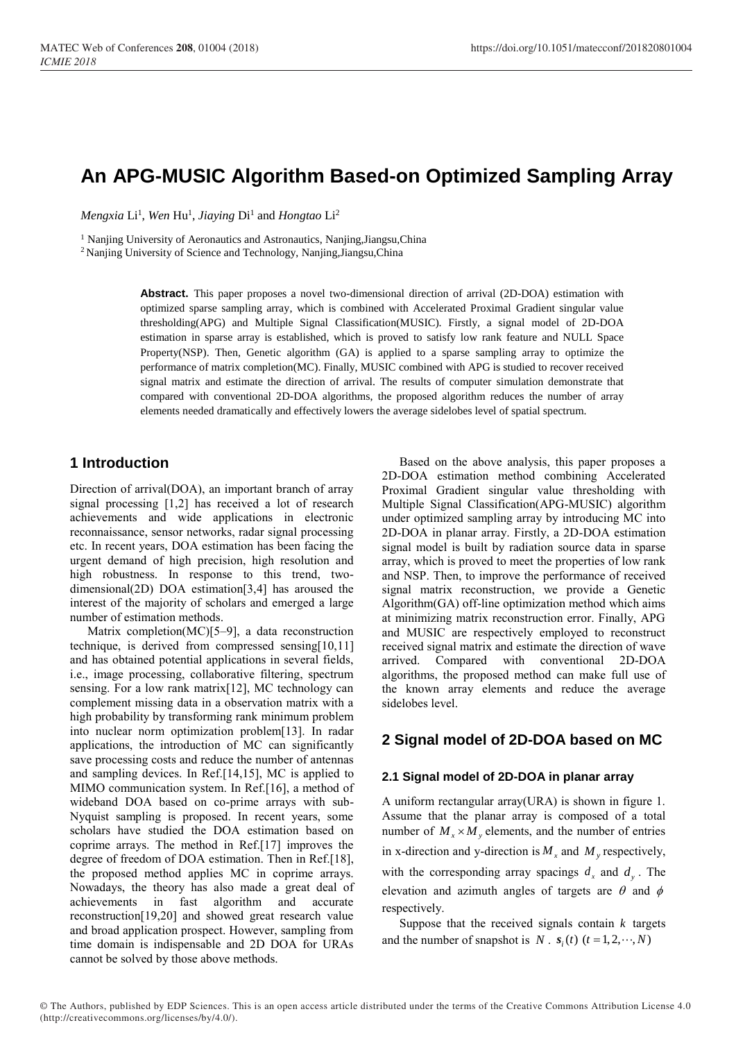# An APG-MUSIC Algorithm Based-on Optimized Sampling Array

*Mengxia* Li[1], *Wen* Hu[1], *Jiaying* Di[1] and *Hongtao* Li[2]

[1] Nanjing University of Aeronautics and Astronautics, Nanjing,Jiangsu,China

[2] Nanjing University of Science and Technology, Nanjing,Jiangsu,China

**Abstract.** This paper proposes a novel two-dimensional direction of arrival (2D-DOA) estimation with optimized sparse sampling array, which is combined with Accelerated Proximal Gradient singular value thresholding(APG) and Multiple Signal Classification(MUSIC). Firstly, a signal model of 2D-DOA estimation in sparse array is established, which is proved to satisfy low rank feature and NULL Space Property(NSP). Then, Genetic algorithm (GA) is applied to a sparse sampling array to optimize the performance of matrix completion(MC). Finally, MUSIC combined with APG is studied to recover received signal matrix and estimate the direction of arrival. The results of computer simulation demonstrate that compared with conventional 2D-DOA algorithms, the proposed algorithm reduces the number of array elements needed dramatically and effectively lowers the average sidelobes level of spatial spectrum.

## 1 Introduction

Direction of arrival(DOA), an important branch of array signal processing [1,2] has received a lot of research achievements and wide applications in electronic reconnaissance, sensor networks, radar signal processing etc. In recent years, DOA estimation has been facing the urgent demand of high precision, high resolution and high robustness. In response to this trend, two-dimensional(2D) DOA estimation[3,4] has aroused the interest of the majority of scholars and emerged a large number of estimation methods.

Matrix completion(MC)[5–9], a data reconstruction technique, is derived from compressed sensing[10,11] and has obtained potential applications in several fields, i.e., image processing, collaborative filtering, spectrum sensing. For a low rank matrix[12], MC technology can complement missing data in a observation matrix with a high probability by transforming rank minimum problem into nuclear norm optimization problem[13]. In radar applications, the introduction of MC can significantly save processing costs and reduce the number of antennas and sampling devices. In Ref.[14,15], MC is applied to MIMO communication system. In Ref.[16], a method of wideband DOA based on co-prime arrays with sub-Nyquist sampling is proposed. In recent years, some scholars have studied the DOA estimation based on coprime arrays. The method in Ref.[17] improves the degree of freedom of DOA estimation. Then in Ref.[18], the proposed method applies MC in coprime arrays. Nowadays, the theory has also made a great deal of achievements in fast algorithm and accurate reconstruction[19,20] and showed great research value and broad application prospect. However, sampling from time domain is indispensable and 2D DOA for URAs cannot be solved by those above methods.

Based on the above analysis, this paper proposes a 2D-DOA estimation method combining Accelerated Proximal Gradient singular value thresholding with Multiple Signal Classification(APG-MUSIC) algorithm under optimized sampling array by introducing MC into 2D-DOA in planar array. Firstly, a 2D-DOA estimation signal model is built by radiation source data in sparse array, which is proved to meet the properties of low rank and NSP. Then, to improve the performance of received signal matrix reconstruction, we provide a Genetic Algorithm(GA) off-line optimization method which aims at minimizing matrix reconstruction error. Finally, APG and MUSIC are respectively employed to reconstruct received signal matrix and estimate the direction of wave arrived. Compared with conventional 2D-DOA algorithms, the proposed method can make full use of the known array elements and reduce the average sidelobes level.

## 2 Signal model of 2D-DOA based on MC

### 2.1 Signal model of 2D-DOA in planar array

A uniform rectangular array(URA) is shown in figure 1. Assume that the planar array is composed of a total number of $M_x \times M_y$ elements, and the number of entries in x-direction and y-direction is $M_x$ and $M_y$ respectively, with the corresponding array spacings $d_x$ and $d_y$. The elevation and azimuth angles of targets are $\theta$ and $\phi$ respectively.

Suppose that the received signals contain $k$ targets and the number of snapshot is $N$. $\boldsymbol{s}_i(t)$ $(t = 1, 2, \cdots, N)$

© The Authors, published by EDP Sciences. This is an open access article distributed under the terms of the Creative Commons Attribution License 4.0 (http://creativecommons.org/licenses/by/4.0/).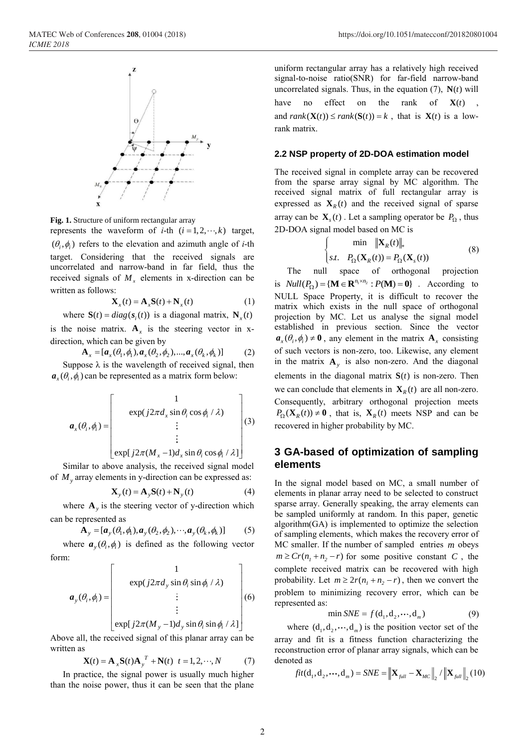**Fig. 1.** Structure of uniform rectangular array

represents the waveform of *i*-th $(i=1,2,\cdots,k)$ target, $(\theta_i,\phi_i)$ refers to the elevation and azimuth angle of *i*-th target. Considering that the received signals are uncorrelated and narrow-band in far field, thus the received signals of $M_x$ elements in x-direction can be written as follows:

$$\mathbf{X}_x(t)=\mathbf{A}_x\mathbf{S}(t)+\mathbf{N}_x(t) \tag{1}$$

where $\mathbf{S}(t)=diag(s_i(t))$ is a diagonal matrix, $\mathbf{N}_x(t)$ is the noise matrix. $\mathbf{A}_x$ is the steering vector in x-direction, which can be given by

$$\mathbf{A}_x=[\boldsymbol{a}_x(\theta_1,\phi_1),\boldsymbol{a}_x(\theta_2,\phi_2),...,\boldsymbol{a}_x(\theta_k,\phi_k)] \tag{2}$$

Suppose λ is the wavelength of received signal, then $\boldsymbol{a}_x(\theta_i,\phi_i)$ can be represented as a matrix form below:

$$\boldsymbol{a}_x(\theta_i,\phi_i)=\begin{bmatrix}1\\ \exp(j2\pi d_x\sin\theta_i\cos\phi_i/\lambda)\\ \vdots\\ \vdots\\ \exp[j2\pi(M_x-1)d_x\sin\theta_i\cos\phi_i/\lambda]\end{bmatrix} \tag{3}$$

Similar to above analysis, the received signal model of $M_y$ array elements in y-direction can be expressed as:

$$\mathbf{X}_y(t)=\mathbf{A}_y\mathbf{S}(t)+\mathbf{N}_y(t) \tag{4}$$

where $\mathbf{A}_y$ is the steering vector of y-direction which can be represented as

$$\mathbf{A}_y=[\boldsymbol{a}_y(\theta_1,\phi_1),\boldsymbol{a}_y(\theta_2,\phi_2),\cdots,\boldsymbol{a}_y(\theta_k,\phi_k)] \tag{5}$$

where $\boldsymbol{a}_y(\theta_i,\phi_i)$ is defined as the following vector form:

$$\boldsymbol{a}_y(\theta_i,\phi_i)=\begin{bmatrix}1\\ \exp(j2\pi d_y\sin\theta_i\sin\phi_i/\lambda)\\ \vdots\\ \vdots\\ \exp[j2\pi(M_y-1)d_y\sin\theta_i\sin\phi_i/\lambda]\end{bmatrix} \tag{6}$$

Above all, the received signal of this planar array can be written as

$$\mathbf{X}(t)=\mathbf{A}_x\mathbf{S}(t)\mathbf{A}_y^{\,T}+\mathbf{N}(t)\quad t=1,2,\cdots,N \tag{7}$$

In practice, the signal power is usually much higher than the noise power, thus it can be seen that the plane uniform rectangular array has a relatively high received signal-to-noise ratio(SNR) for far-field narrow-band uncorrelated signals. Thus, in the equation (7), $\mathbf{N}(t)$ will have no effect on the rank of $\mathbf{X}(t)$, and $rank(\mathbf{X}(t))\le rank(\mathbf{S}(t))=k$, that is $\mathbf{X}(t)$ is a low-rank matrix.

### 2.2 NSP property of 2D-DOA estimation model

The received signal in complete array can be recovered from the sparse array signal by MC algorithm. The received signal matrix of full rectangular array is expressed as $\mathbf{X}_R(t)$ and the received signal of sparse array can be $\mathbf{X}_s(t)$. Let a sampling operator be $P_\Omega$, thus 2D-DOA signal model based on MC is

$$\begin{cases}\min & \|\mathbf{X}_R(t)\|_*\\ s.t. & P_\Omega(\mathbf{X}_R(t))=P_\Omega(\mathbf{X}_s(t))\end{cases} \tag{8}$$

The null space of orthogonal projection is $Null(P_\Omega)=\{\mathbf{M}\in\mathbf{R}^{n_1\times n_2}:P(\mathbf{M})=\mathbf{0}\}$. According to NULL Space Property, it is difficult to recover the matrix which exists in the null space of orthogonal projection by MC. Let us analyse the signal model established in previous section. Since the vector $\boldsymbol{a}_x(\theta_i,\phi_i)\ne\mathbf{0}$, any element in the matrix $\mathbf{A}_x$ consisting of such vectors is non-zero, too. Likewise, any element in the matrix $\mathbf{A}_y$ is also non-zero. And the diagonal elements in the diagonal matrix $\mathbf{S}(t)$ is non-zero. Then we can conclude that elements in $\mathbf{X}_R(t)$ are all non-zero. Consequently, arbitrary orthogonal projection meets $P_\Omega(\mathbf{X}_R(t))\ne\mathbf{0}$, that is, $\mathbf{X}_R(t)$ meets NSP and can be recovered in higher probability by MC.

## 3 GA-based of optimization of sampling elements

In the signal model based on MC, a small number of elements in planar array need to be selected to construct sparse array. Generally speaking, the array elements can be sampled uniformly at random. In this paper, genetic algorithm(GA) is implemented to optimize the selection of sampling elements, which makes the recovery error of MC smaller. If the number of sampled entries $m$ obeys $m\ge Cr(n_1+n_2-r)$ for some positive constant $C$, the complete received matrix can be recovered with high probability. Let $m\ge 2r(n_1+n_2-r)$, then we convert the problem to minimizing recovery error, which can be represented as:

$$\min SNE=f(\mathrm{d}_1,\mathrm{d}_2,\cdots,\mathrm{d}_m) \tag{9}$$

where $(\mathrm{d}_1,\mathrm{d}_2,\cdots,\mathrm{d}_m)$ is the position vector set of the array and fit is a fitness function characterizing the reconstruction error of planar array signals, which can be denoted as

$$fit(\mathrm{d}_1,\mathrm{d}_2,\cdots,\mathrm{d}_m)=SNE=\|\mathbf{X}_{full}-\mathbf{X}_{MC}\|_2/\|\mathbf{X}_{full}\|_2 \tag{10}$$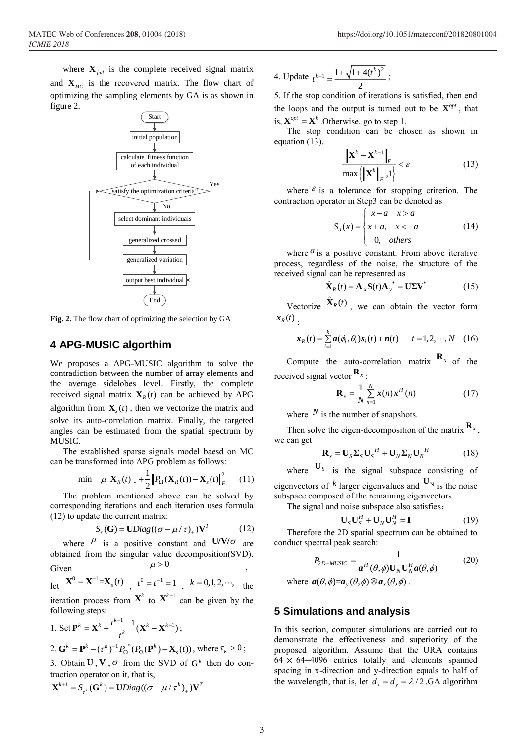where $\mathbf{X}_{full}$ is the complete received signal matrix and $\mathbf{X}_{MC}$ is the recovered matrix. The flow chart of optimizing the sampling elements by GA is as shown in figure 2.

Start

initial population

calculate fitness function of each individual

satisfy the optimization criteria?

Yes

No

select dominant individuals

generalized crossed

generalized variation

output best individual

End

**Fig. 2.** The flow chart of optimizing the selection by GA

## 4 APG-MUSIC algorithm

We proposes a APG-MUSIC algorithm to solve the contradiction between the number of array elements and the average sidelobes level. Firstly, the complete received signal matrix $\mathbf{X}_R(t)$ can be achieved by APG algorithm from $\mathbf{X}_s(t)$, then we vectorize the matrix and solve its auto-correlation matrix. Finally, the targeted angles can be estimated from the spatial spectrum by MUSIC.

The established sparse signals model baesd on MC can be transformed into APG problem as follows:

$$\min \quad \mu\left\|\mathbf{X}_R(t)\right\|_* + \frac{1}{2}\left\|P_\Omega(\mathbf{X}_R(t)) - \mathbf{X}_s(t)\right\|_F^2 \qquad (11)$$

The problem mentioned above can be solved by corresponding iterations and each iteration uses formula (12) to update the current matrix:

$$S_\tau(\mathbf{G}) = \mathbf{U}Diag((\sigma - \mu/\tau)_+)\mathbf{V}^T \qquad (12)$$

where $\mu$ is a positive constant and $\mathbf{U}/\mathbf{V}/\sigma$ are obtained from the singular value decomposition(SVD). Given $\mu > 0$, let $\mathbf{X}^0 = \mathbf{X}^{-1} = \mathbf{X}_s(t)$, $t^0 = t^{-1} = 1$, $k = 0,1,2,\cdots,$ the iteration process from $\mathbf{X}^k$ to $\mathbf{X}^{k+1}$ can be given by the following steps:

1. Set $\mathbf{P}^k = \mathbf{X}^k + \frac{t^{k-1}-1}{t^k}(\mathbf{X}^k - \mathbf{X}^{k-1})$;

2. $\mathbf{G}^k = \mathbf{P}^k - (\tau^k)^{-1}P_\Omega^*(P_\Omega(\mathbf{P}^k) - \mathbf{X}_s(t))$, where $\tau_k > 0$;

3. Obtain $\mathbf{U}$, $\mathbf{V}$, $\sigma$ from the SVD of $\mathbf{G}^k$ then do contraction operator on it, that is,
$\mathbf{X}^{k+1} = S_{\tau^k}(\mathbf{G}^k) = \mathbf{U}Diag((\sigma - \mu/\tau^k)_+)\mathbf{V}^T$

4. Update $t^{k+1} = \frac{1+\sqrt{1+4(t^k)^2}}{2}$;

5. If the stop condition of iterations is satisfied, then end the loops and the output is turned out to be $\mathbf{X}^{opt}$, that is, $\mathbf{X}^{opt} = \mathbf{X}^k$. Otherwise, go to step 1.

The stop condition can be chosen as shown in equation (13).

$$\frac{\left\|\mathbf{X}^k - \mathbf{X}^{k-1}\right\|_F}{\max\left\{\left\|\mathbf{X}^k\right\|_F, 1\right\}} < \varepsilon \qquad (13)$$

where $\varepsilon$ is a tolerance for stopping criterion. The contraction operator in Step3 can be denoted as

$$S_a(x) = \begin{cases} x-a & x > a \\ x+a, & x < -a \\ 0, & others \end{cases} \qquad (14)$$

where $a$ is a positive constant. From above iterative process, regardless of the noise, the structure of the received signal can be represented as

$$\hat{\mathbf{X}}_R(t) = \mathbf{A}_x\mathbf{S}(t)\mathbf{A}_y^* = \mathbf{U}\mathbf{\Sigma}\mathbf{V}^* \qquad (15)$$

Vectorize $\hat{\mathbf{X}}_R(t)$, we can obtain the vector form $\boldsymbol{x}_R(t)$:

$$\boldsymbol{x}_R(t) = \sum_{i=1}^{k}\boldsymbol{a}(\phi_i,\theta_i)\boldsymbol{s}_i(t) + \boldsymbol{n}(t) \qquad t = 1,2,\cdots,N \quad (16)$$

Compute the auto-correlation matrix $\mathbf{R}_x$ of the received signal vector $\mathbf{R}_x$:

$$\mathbf{R}_x = \frac{1}{N}\sum_{n=1}^{N}\boldsymbol{x}(n)\boldsymbol{x}^H(n) \qquad (17)$$

where $N$ is the number of snapshots.

Then solve the eigen-decomposition of the matrix $\mathbf{R}_x$, we can get

$$\mathbf{R}_x = \mathbf{U}_S\mathbf{\Sigma}_S\mathbf{U}_S^H + \mathbf{U}_N\mathbf{\Sigma}_N\mathbf{U}_N^H \qquad (18)$$

where $\mathbf{U}_S$ is the signal subspace consisting of eigenvectors of $k$ larger eigenvalues and $\mathbf{U}_N$ is the noise subspace composed of the remaining eigenvectors.

The signal and noise subspace also satisfies：

$$\mathbf{U}_S\mathbf{U}_S^H + \mathbf{U}_N\mathbf{U}_N^H = \mathbf{I} \qquad (19)$$

Therefore the 2D spatial spectrum can be obtained to conduct spectral peak search:

$$P_{2D-MUSIC} = \frac{1}{\boldsymbol{a}^H(\theta,\phi)\mathbf{U}_N\mathbf{U}_N^H\boldsymbol{a}(\theta,\phi)} \qquad (20)$$

where $\boldsymbol{a}(\theta,\phi) = \boldsymbol{a}_y(\theta,\phi) \otimes \boldsymbol{a}_x(\theta,\phi)$.

## 5 Simulations and analysis

In this section, computer simulations are carried out to demonstrate the effectiveness and superiority of the proposed algorithm. Assume that the URA contains $64 \times 64 = 4096$ entries totally and elements spanned spacing in x-direction and y-direction equals to half of the wavelength, that is, let $d_x = d_y = \lambda/2$. GA algorithm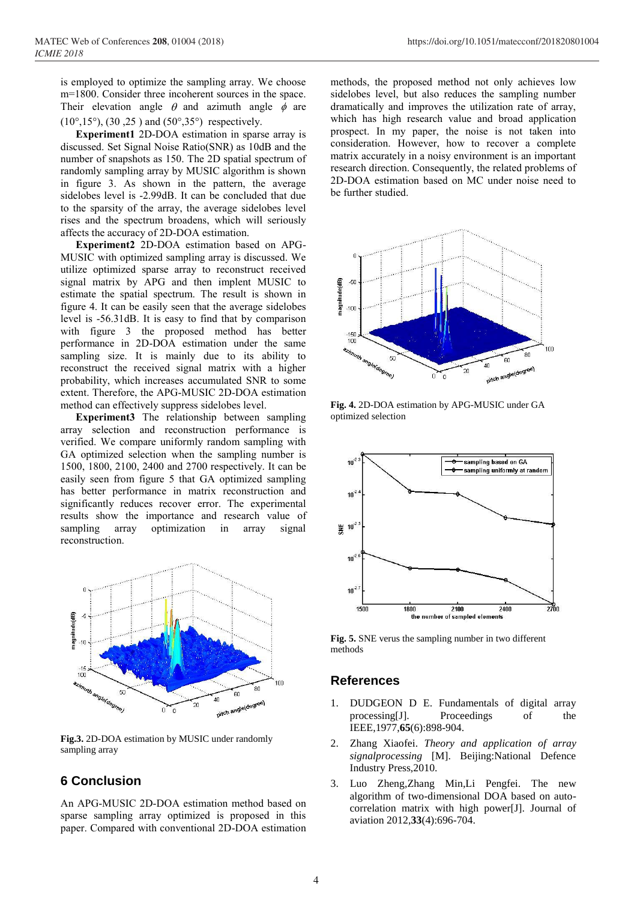is employed to optimize the sampling array. We choose m=1800. Consider three incoherent sources in the space. Their elevation angle $\theta$ and azimuth angle $\phi$ are (10°,15°), (30 ,25 ) and (50°,35°) respectively.

**Experiment1** 2D-DOA estimation in sparse array is discussed. Set Signal Noise Ratio(SNR) as 10dB and the number of snapshots as 150. The 2D spatial spectrum of randomly sampling array by MUSIC algorithm is shown in figure 3. As shown in the pattern, the average sidelobes level is -2.99dB. It can be concluded that due to the sparsity of the array, the average sidelobes level rises and the spectrum broadens, which will seriously affects the accuracy of 2D-DOA estimation.

**Experiment2** 2D-DOA estimation based on APG-MUSIC with optimized sampling array is discussed. We utilize optimized sparse array to reconstruct received signal matrix by APG and then implent MUSIC to estimate the spatial spectrum. The result is shown in figure 4. It can be easily seen that the average sidelobes level is -56.31dB. It is easy to find that by comparison with figure 3 the proposed method has better performance in 2D-DOA estimation under the same sampling size. It is mainly due to its ability to reconstruct the received signal matrix with a higher probability, which increases accumulated SNR to some extent. Therefore, the APG-MUSIC 2D-DOA estimation method can effectively suppress sidelobes level.

**Experiment3** The relationship between sampling array selection and reconstruction performance is verified. We compare uniformly random sampling with GA optimized selection when the sampling number is 1500, 1800, 2100, 2400 and 2700 respectively. It can be easily seen from figure 5 that GA optimized sampling has better performance in matrix reconstruction and significantly reduces recover error. The experimental results show the importance and research value of sampling array optimization in array signal reconstruction.

**Fig.3.** 2D-DOA estimation by MUSIC under randomly sampling array

## 6 Conclusion

An APG-MUSIC 2D-DOA estimation method based on sparse sampling array optimized is proposed in this paper. Compared with conventional 2D-DOA estimation methods, the proposed method not only achieves low sidelobes level, but also reduces the sampling number dramatically and improves the utilization rate of array, which has high research value and broad application prospect. In my paper, the noise is not taken into consideration. However, how to recover a complete matrix accurately in a noisy environment is an important research direction. Consequently, the related problems of 2D-DOA estimation based on MC under noise need to be further studied.

**Fig. 4.** 2D-DOA estimation by APG-MUSIC under GA optimized selection

**Fig. 5.** SNE verus the sampling number in two different methods

## References

1. DUDGEON D E. Fundamentals of digital array processing[J]. Proceedings of the IEEE,1977,**65**(6):898-904.
2. Zhang Xiaofei. *Theory and application of array signalprocessing* [M]. Beijing:National Defence Industry Press,2010.
3. Luo Zheng,Zhang Min,Li Pengfei. The new algorithm of two-dimensional DOA based on auto-correlation matrix with high power[J]. Journal of aviation 2012,**33**(4):696-704.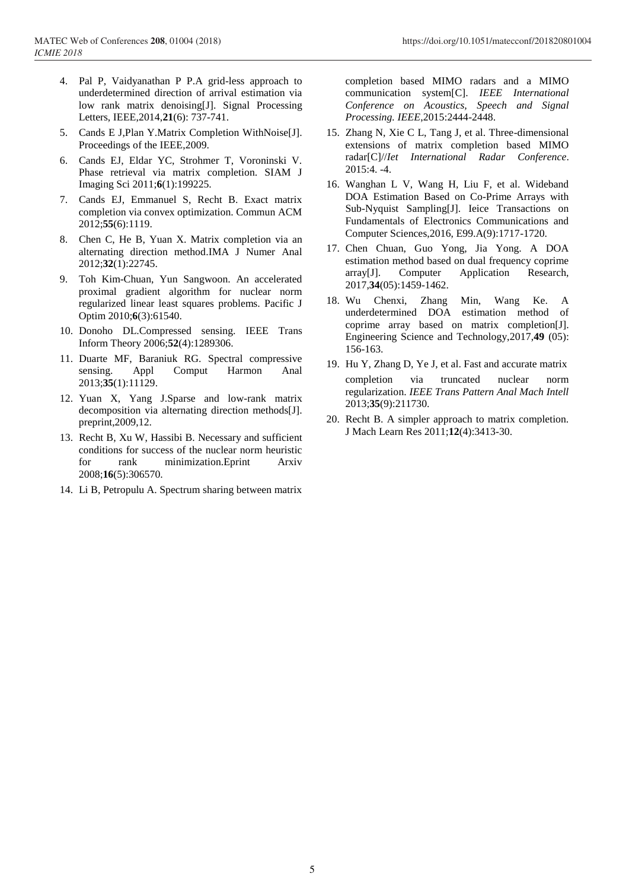4. Pal P, Vaidyanathan P P.A grid-less approach to underdetermined direction of arrival estimation via low rank matrix denoising[J]. Signal Processing Letters, IEEE,2014,**21**(6): 737-741.
5. Cands E J,Plan Y.Matrix Completion WithNoise[J]. Proceedings of the IEEE,2009.
6. Cands EJ, Eldar YC, Strohmer T, Voroninski V. Phase retrieval via matrix completion. SIAM J Imaging Sci 2011;**6**(1):199225.
7. Cands EJ, Emmanuel S, Recht B. Exact matrix completion via convex optimization. Commun ACM 2012;**55**(6):1119.
8. Chen C, He B, Yuan X. Matrix completion via an alternating direction method.IMA J Numer Anal 2012;**32**(1):22745.
9. Toh Kim-Chuan, Yun Sangwoon. An accelerated proximal gradient algorithm for nuclear norm regularized linear least squares problems. Pacific J Optim 2010;**6**(3):61540.
10. Donoho DL.Compressed sensing. IEEE Trans Inform Theory 2006;**52**(4):1289306.
11. Duarte MF, Baraniuk RG. Spectral compressive sensing. Appl Comput Harmon Anal 2013;**35**(1):11129.
12. Yuan X, Yang J.Sparse and low-rank matrix decomposition via alternating direction methods[J]. preprint,2009,12.
13. Recht B, Xu W, Hassibi B. Necessary and sufficient conditions for success of the nuclear norm heuristic for rank minimization.Eprint Arxiv 2008;**16**(5):306570.
14. Li B, Petropulu A. Spectrum sharing between matrix completion based MIMO radars and a MIMO communication system[C]. *IEEE International Conference on Acoustics, Speech and Signal Processing. IEEE*,2015:2444-2448.
15. Zhang N, Xie C L, Tang J, et al. Three-dimensional extensions of matrix completion based MIMO radar[C]//*Iet International Radar Conference*. 2015:4. -4.
16. Wanghan L V, Wang H, Liu F, et al. Wideband DOA Estimation Based on Co-Prime Arrays with Sub-Nyquist Sampling[J]. Ieice Transactions on Fundamentals of Electronics Communications and Computer Sciences,2016, E99.A(9):1717-1720.
17. Chen Chuan, Guo Yong, Jia Yong. A DOA estimation method based on dual frequency coprime array[J]. Computer Application Research, 2017,**34**(05):1459-1462.
18. Wu Chenxi, Zhang Min, Wang Ke. A underdetermined DOA estimation method of coprime array based on matrix completion[J]. Engineering Science and Technology,2017,**49** (05): 156-163.
19. Hu Y, Zhang D, Ye J, et al. Fast and accurate matrix completion via truncated nuclear norm regularization. *IEEE Trans Pattern Anal Mach Intell* 2013;**35**(9):211730.
20. Recht B. A simpler approach to matrix completion. J Mach Learn Res 2011;**12**(4):3413-30.